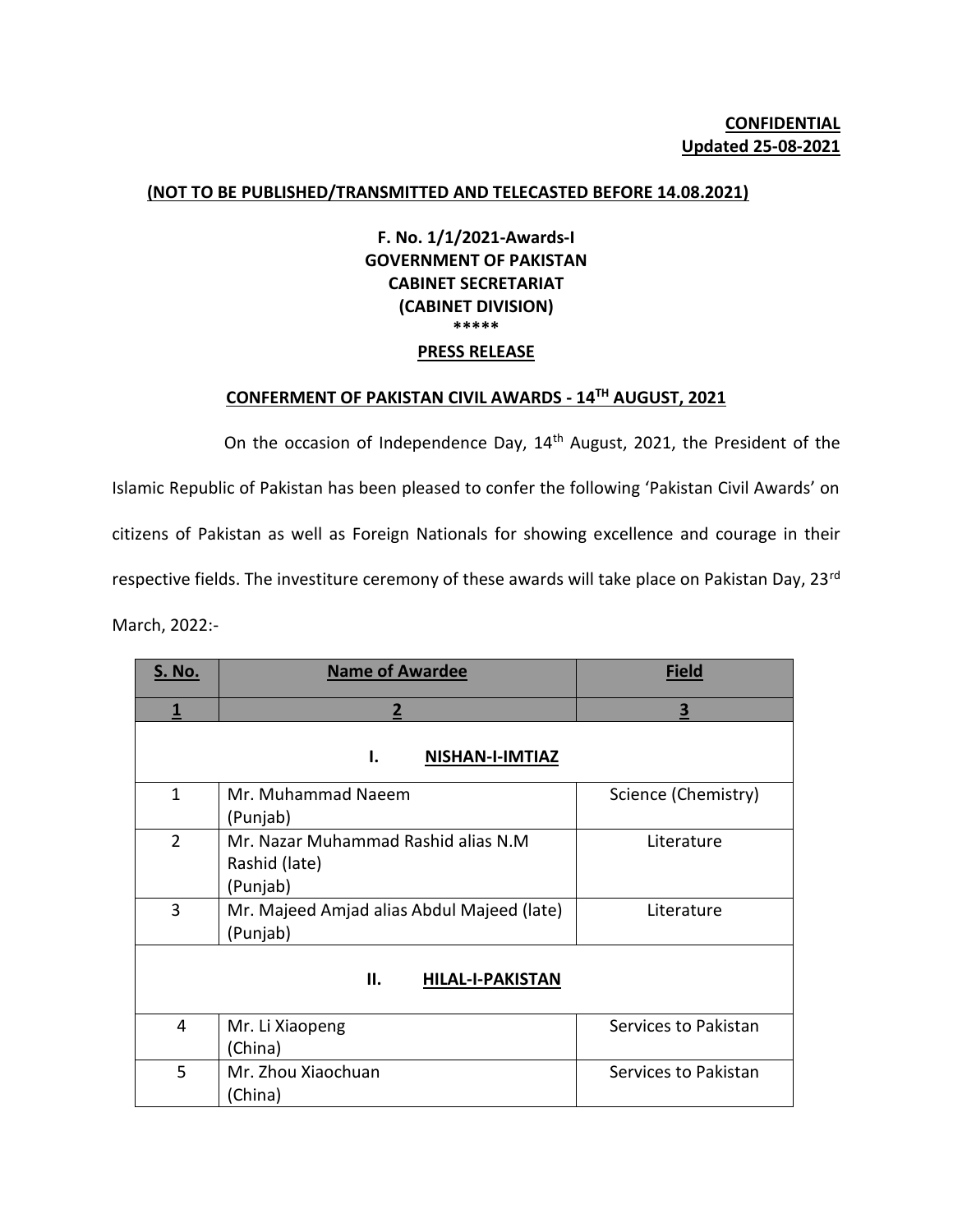**CONFIDENTIAL**
**Updated 25-08-2021**

**(NOT TO BE PUBLISHED/TRANSMITTED AND TELECASTED BEFORE 14.08.2021)**

**F. No. 1/1/2021-Awards-I**
**GOVERNMENT OF PAKISTAN**
**CABINET SECRETARIAT**
**(CABINET DIVISION)**
**\*\*\*\*\***

**PRESS RELEASE**

**CONFERMENT OF PAKISTAN CIVIL AWARDS - 14TH AUGUST, 2021**

On the occasion of Independence Day, 14th August, 2021, the President of the Islamic Republic of Pakistan has been pleased to confer the following 'Pakistan Civil Awards' on citizens of Pakistan as well as Foreign Nationals for showing excellence and courage in their respective fields. The investiture ceremony of these awards will take place on Pakistan Day, 23rd March, 2022:-

| S. No. | Name of Awardee | Field |
|---|---|---|
| **1** | **2** | **3** |
| | **I. NISHAN-I-IMTIAZ** | |
| 1 | Mr. Muhammad Naeem (Punjab) | Science (Chemistry) |
| 2 | Mr. Nazar Muhammad Rashid alias N.M Rashid (late) (Punjab) | Literature |
| 3 | Mr. Majeed Amjad alias Abdul Majeed (late) (Punjab) | Literature |
| | **II. HILAL-I-PAKISTAN** | |
| 4 | Mr. Li Xiaopeng (China) | Services to Pakistan |
| 5 | Mr. Zhou Xiaochuan (China) | Services to Pakistan |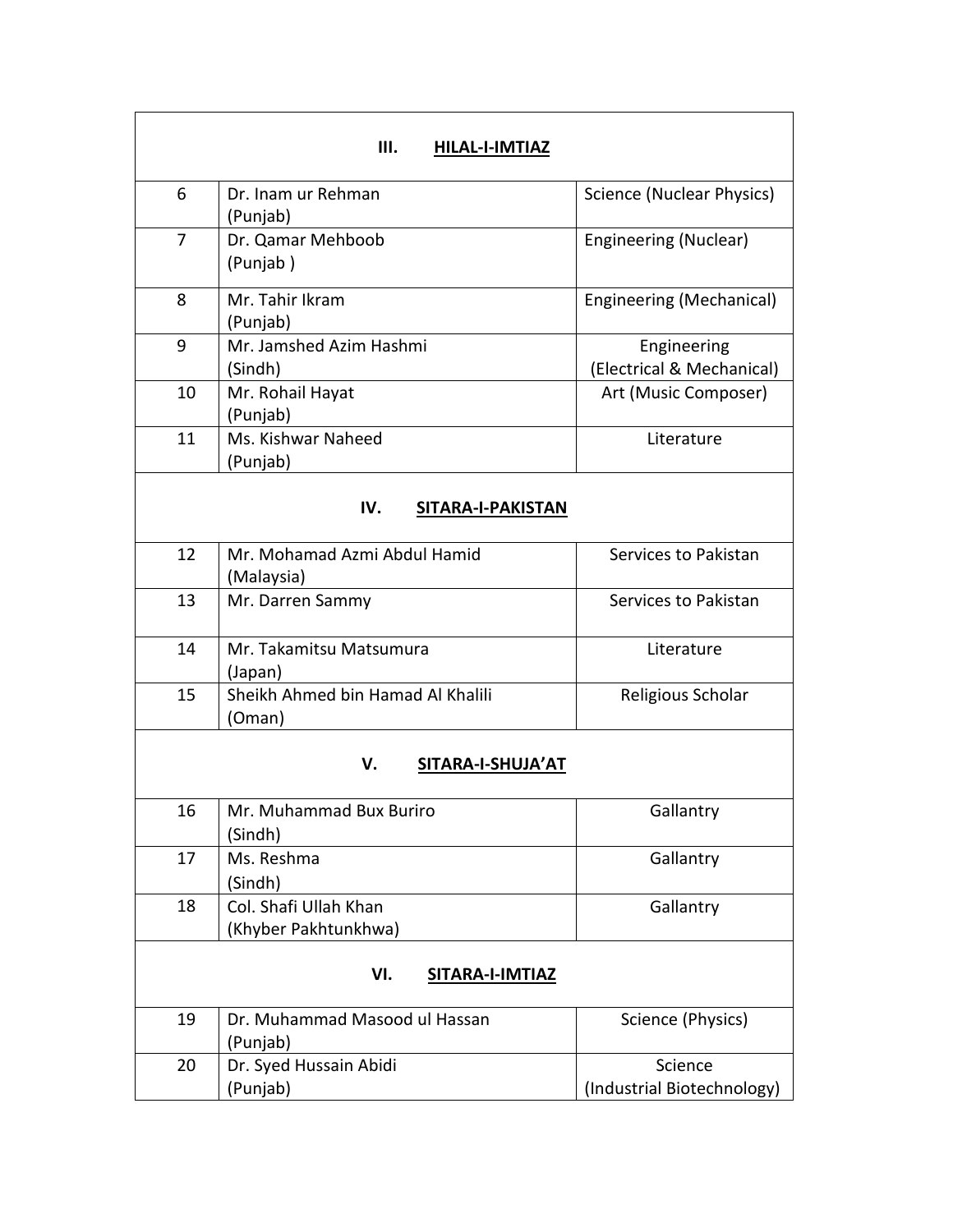| | | |
|---|---|---|
| **III. HILAL-I-IMTIAZ** | | |
| 6 | Dr. Inam ur Rehman (Punjab) | Science (Nuclear Physics) |
| 7 | Dr. Qamar Mehboob (Punjab ) | Engineering (Nuclear) |
| 8 | Mr. Tahir Ikram (Punjab) | Engineering (Mechanical) |
| 9 | Mr. Jamshed Azim Hashmi (Sindh) | Engineering (Electrical & Mechanical) |
| 10 | Mr. Rohail Hayat (Punjab) | Art (Music Composer) |
| 11 | Ms. Kishwar Naheed (Punjab) | Literature |
| **IV. SITARA-I-PAKISTAN** | | |
| 12 | Mr. Mohamad Azmi Abdul Hamid (Malaysia) | Services to Pakistan |
| 13 | Mr. Darren Sammy | Services to Pakistan |
| 14 | Mr. Takamitsu Matsumura (Japan) | Literature |
| 15 | Sheikh Ahmed bin Hamad Al Khalili (Oman) | Religious Scholar |
| **V. SITARA-I-SHUJA'AT** | | |
| 16 | Mr. Muhammad Bux Buriro (Sindh) | Gallantry |
| 17 | Ms. Reshma (Sindh) | Gallantry |
| 18 | Col. Shafi Ullah Khan (Khyber Pakhtunkhwa) | Gallantry |
| **VI. SITARA-I-IMTIAZ** | | |
| 19 | Dr. Muhammad Masood ul Hassan (Punjab) | Science (Physics) |
| 20 | Dr. Syed Hussain Abidi (Punjab) | Science (Industrial Biotechnology) |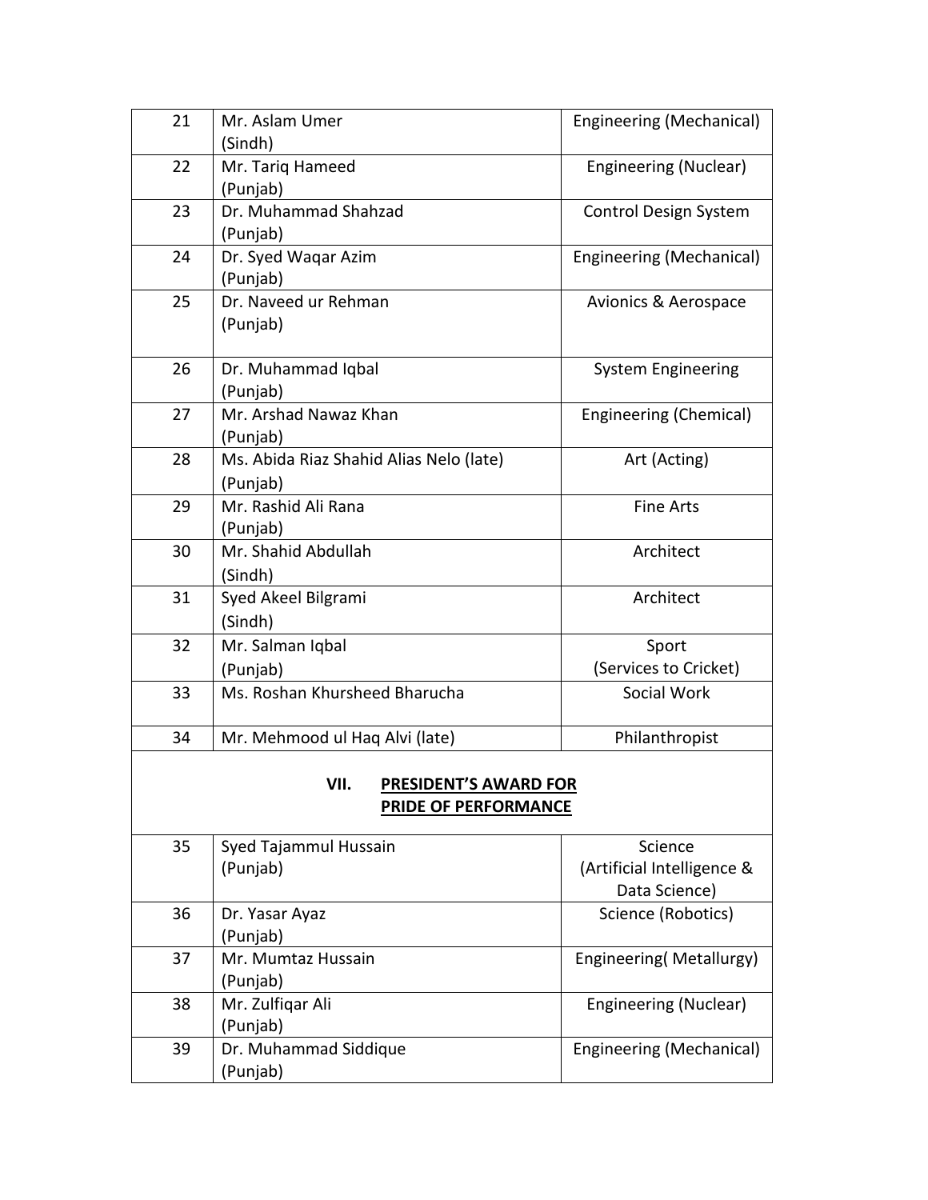| 21 | Mr. Aslam Umer (Sindh) | Engineering (Mechanical) |
|---|---|---|
| 22 | Mr. Tariq Hameed (Punjab) | Engineering (Nuclear) |
| 23 | Dr. Muhammad Shahzad (Punjab) | Control Design System |
| 24 | Dr. Syed Waqar Azim (Punjab) | Engineering (Mechanical) |
| 25 | Dr. Naveed ur Rehman (Punjab) | Avionics & Aerospace |
| 26 | Dr. Muhammad Iqbal (Punjab) | System Engineering |
| 27 | Mr. Arshad Nawaz Khan (Punjab) | Engineering (Chemical) |
| 28 | Ms. Abida Riaz Shahid Alias Nelo (late) (Punjab) | Art (Acting) |
| 29 | Mr. Rashid Ali Rana (Punjab) | Fine Arts |
| 30 | Mr. Shahid Abdullah (Sindh) | Architect |
| 31 | Syed Akeel Bilgrami (Sindh) | Architect |
| 32 | Mr. Salman Iqbal (Punjab) | Sport (Services to Cricket) |
| 33 | Ms. Roshan Khursheed Bharucha | Social Work |
| 34 | Mr. Mehmood ul Haq Alvi (late) | Philanthropist |

## VII. PRESIDENT'S AWARD FOR PRIDE OF PERFORMANCE

| 35 | Syed Tajammul Hussain (Punjab) | Science (Artificial Intelligence & Data Science) |
|---|---|---|
| 36 | Dr. Yasar Ayaz (Punjab) | Science (Robotics) |
| 37 | Mr. Mumtaz Hussain (Punjab) | Engineering( Metallurgy) |
| 38 | Mr. Zulfiqar Ali (Punjab) | Engineering (Nuclear) |
| 39 | Dr. Muhammad Siddique (Punjab) | Engineering (Mechanical) |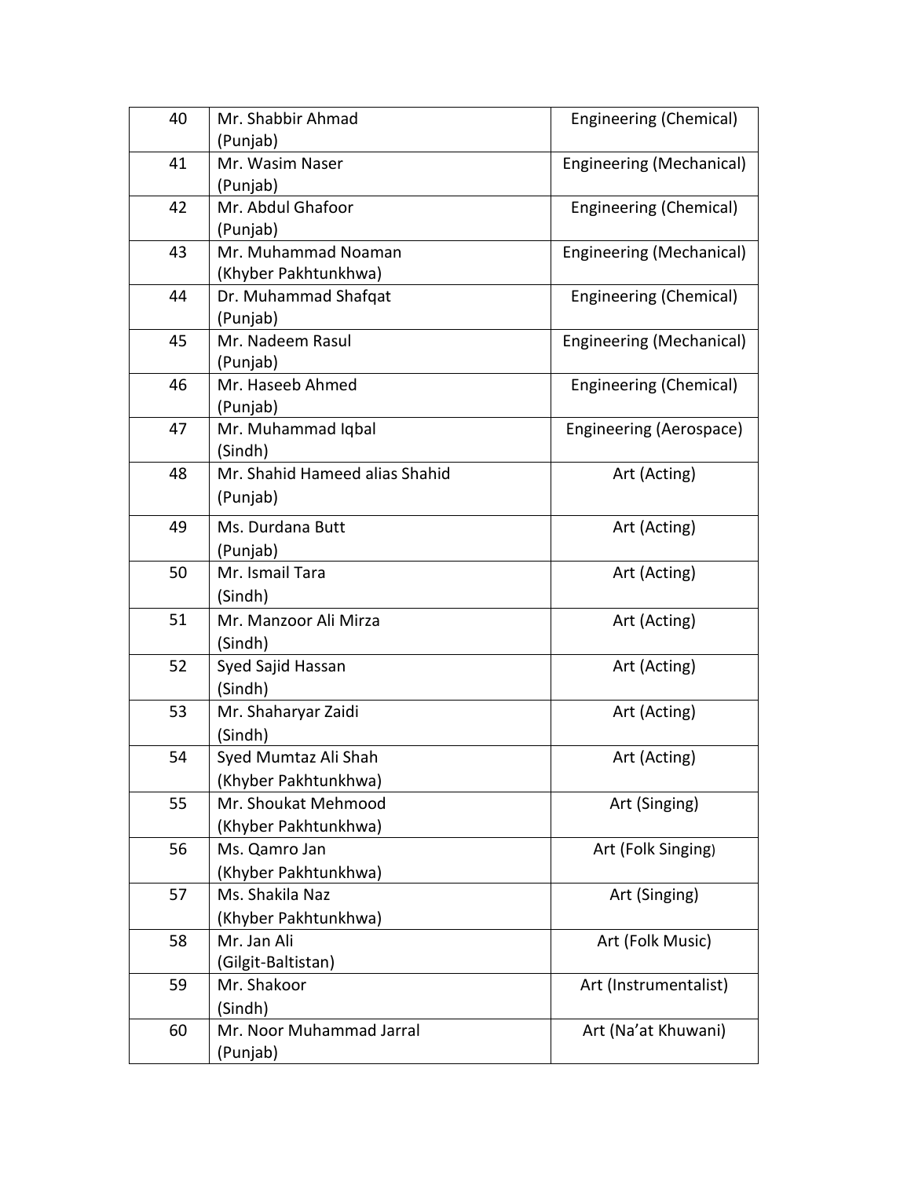| | | |
|---|---|---|
| 40 | Mr. Shabbir Ahmad (Punjab) | Engineering (Chemical) |
| 41 | Mr. Wasim Naser (Punjab) | Engineering (Mechanical) |
| 42 | Mr. Abdul Ghafoor (Punjab) | Engineering (Chemical) |
| 43 | Mr. Muhammad Noaman (Khyber Pakhtunkhwa) | Engineering (Mechanical) |
| 44 | Dr. Muhammad Shafqat (Punjab) | Engineering (Chemical) |
| 45 | Mr. Nadeem Rasul (Punjab) | Engineering (Mechanical) |
| 46 | Mr. Haseeb Ahmed (Punjab) | Engineering (Chemical) |
| 47 | Mr. Muhammad Iqbal (Sindh) | Engineering (Aerospace) |
| 48 | Mr. Shahid Hameed alias Shahid (Punjab) | Art (Acting) |
| 49 | Ms. Durdana Butt (Punjab) | Art (Acting) |
| 50 | Mr. Ismail Tara (Sindh) | Art (Acting) |
| 51 | Mr. Manzoor Ali Mirza (Sindh) | Art (Acting) |
| 52 | Syed Sajid Hassan (Sindh) | Art (Acting) |
| 53 | Mr. Shaharyar Zaidi (Sindh) | Art (Acting) |
| 54 | Syed Mumtaz Ali Shah (Khyber Pakhtunkhwa) | Art (Acting) |
| 55 | Mr. Shoukat Mehmood (Khyber Pakhtunkhwa) | Art (Singing) |
| 56 | Ms. Qamro Jan (Khyber Pakhtunkhwa) | Art (Folk Singing) |
| 57 | Ms. Shakila Naz (Khyber Pakhtunkhwa) | Art (Singing) |
| 58 | Mr. Jan Ali (Gilgit-Baltistan) | Art (Folk Music) |
| 59 | Mr. Shakoor (Sindh) | Art (Instrumentalist) |
| 60 | Mr. Noor Muhammad Jarral (Punjab) | Art (Na'at Khuwani) |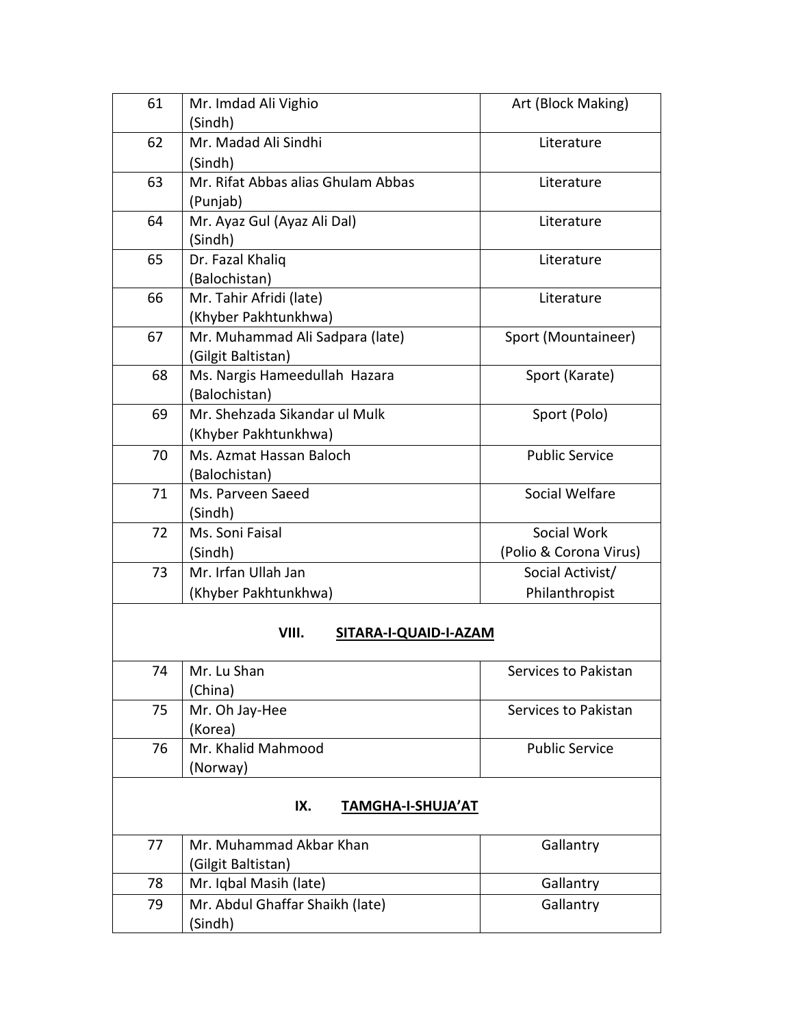| | | |
|---|---|---|
| 61 | Mr. Imdad Ali Vighio (Sindh) | Art (Block Making) |
| 62 | Mr. Madad Ali Sindhi (Sindh) | Literature |
| 63 | Mr. Rifat Abbas alias Ghulam Abbas (Punjab) | Literature |
| 64 | Mr. Ayaz Gul (Ayaz Ali Dal) (Sindh) | Literature |
| 65 | Dr. Fazal Khaliq (Balochistan) | Literature |
| 66 | Mr. Tahir Afridi (late) (Khyber Pakhtunkhwa) | Literature |
| 67 | Mr. Muhammad Ali Sadpara (late) (Gilgit Baltistan) | Sport (Mountaineer) |
| 68 | Ms. Nargis Hameedullah Hazara (Balochistan) | Sport (Karate) |
| 69 | Mr. Shehzada Sikandar ul Mulk (Khyber Pakhtunkhwa) | Sport (Polo) |
| 70 | Ms. Azmat Hassan Baloch (Balochistan) | Public Service |
| 71 | Ms. Parveen Saeed (Sindh) | Social Welfare |
| 72 | Ms. Soni Faisal (Sindh) | Social Work (Polio & Corona Virus) |
| 73 | Mr. Irfan Ullah Jan (Khyber Pakhtunkhwa) | Social Activist/ Philanthropist |

## VIII. SITARA-I-QUAID-I-AZAM

| | | |
|---|---|---|
| 74 | Mr. Lu Shan (China) | Services to Pakistan |
| 75 | Mr. Oh Jay-Hee (Korea) | Services to Pakistan |
| 76 | Mr. Khalid Mahmood (Norway) | Public Service |

## IX. TAMGHA-I-SHUJA'AT

| | | |
|---|---|---|
| 77 | Mr. Muhammad Akbar Khan (Gilgit Baltistan) | Gallantry |
| 78 | Mr. Iqbal Masih (late) | Gallantry |
| 79 | Mr. Abdul Ghaffar Shaikh (late) (Sindh) | Gallantry |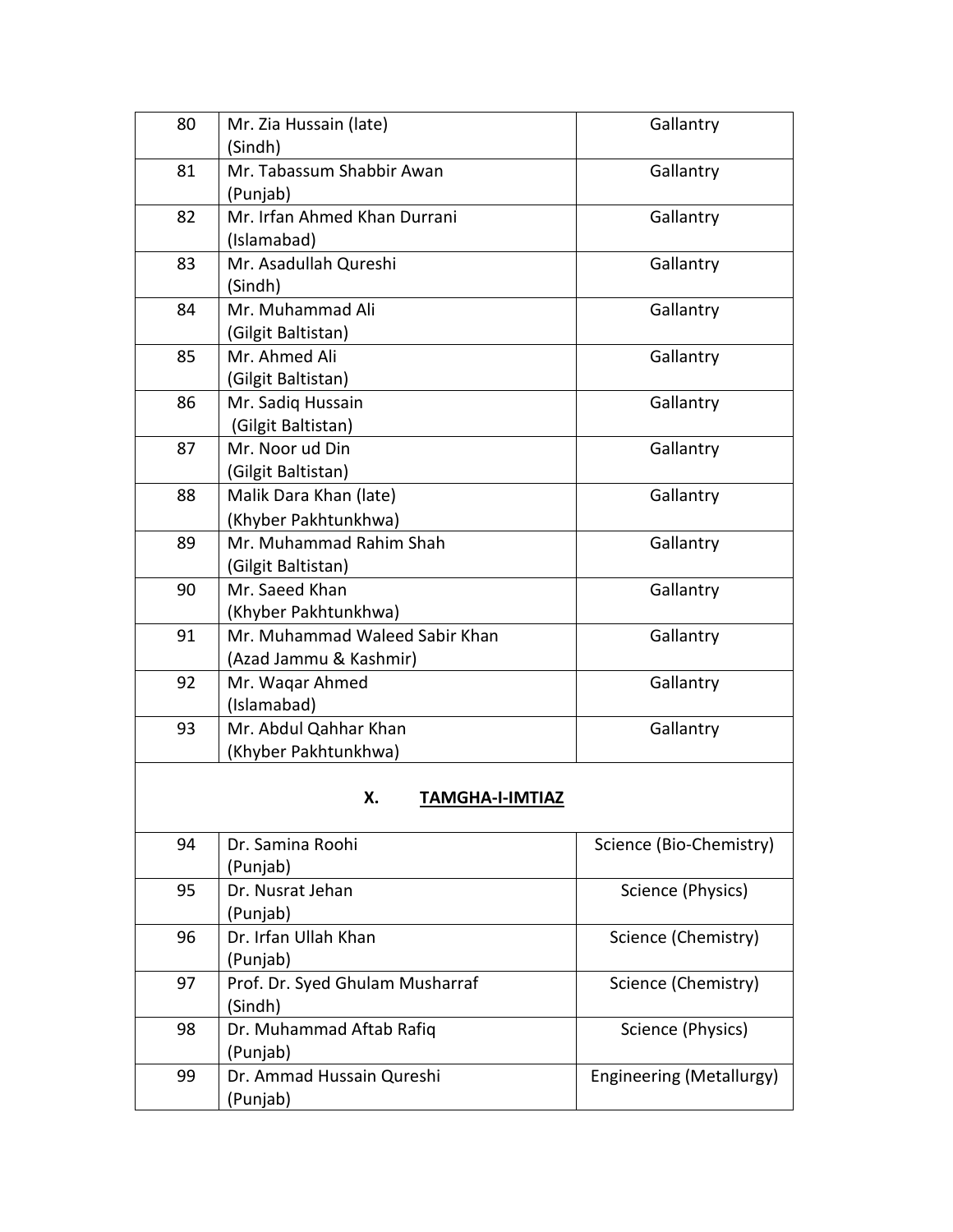| | | |
|---|---|---|
| 80 | Mr. Zia Hussain (late)<br>(Sindh) | Gallantry |
| 81 | Mr. Tabassum Shabbir Awan<br>(Punjab) | Gallantry |
| 82 | Mr. Irfan Ahmed Khan Durrani<br>(Islamabad) | Gallantry |
| 83 | Mr. Asadullah Qureshi<br>(Sindh) | Gallantry |
| 84 | Mr. Muhammad Ali<br>(Gilgit Baltistan) | Gallantry |
| 85 | Mr. Ahmed Ali<br>(Gilgit Baltistan) | Gallantry |
| 86 | Mr. Sadiq Hussain<br>(Gilgit Baltistan) | Gallantry |
| 87 | Mr. Noor ud Din<br>(Gilgit Baltistan) | Gallantry |
| 88 | Malik Dara Khan (late)<br>(Khyber Pakhtunkhwa) | Gallantry |
| 89 | Mr. Muhammad Rahim Shah<br>(Gilgit Baltistan) | Gallantry |
| 90 | Mr. Saeed Khan<br>(Khyber Pakhtunkhwa) | Gallantry |
| 91 | Mr. Muhammad Waleed Sabir Khan<br>(Azad Jammu & Kashmir) | Gallantry |
| 92 | Mr. Waqar Ahmed<br>(Islamabad) | Gallantry |
| 93 | Mr. Abdul Qahhar Khan<br>(Khyber Pakhtunkhwa) | Gallantry |

## X. TAMGHA-I-IMTIAZ

| | | |
|---|---|---|
| 94 | Dr. Samina Roohi<br>(Punjab) | Science (Bio-Chemistry) |
| 95 | Dr. Nusrat Jehan<br>(Punjab) | Science (Physics) |
| 96 | Dr. Irfan Ullah Khan<br>(Punjab) | Science (Chemistry) |
| 97 | Prof. Dr. Syed Ghulam Musharraf<br>(Sindh) | Science (Chemistry) |
| 98 | Dr. Muhammad Aftab Rafiq<br>(Punjab) | Science (Physics) |
| 99 | Dr. Ammad Hussain Qureshi<br>(Punjab) | Engineering (Metallurgy) |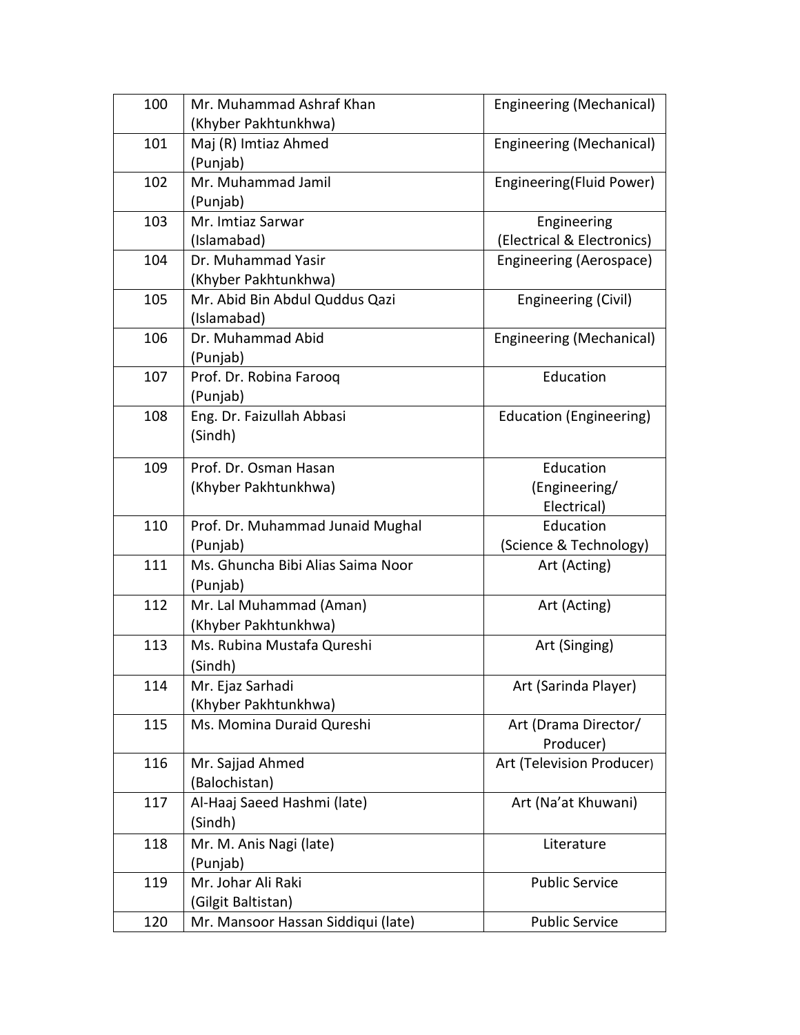| 100 | Mr. Muhammad Ashraf Khan (Khyber Pakhtunkhwa) | Engineering (Mechanical) |
|---|---|---|
| 101 | Maj (R) Imtiaz Ahmed (Punjab) | Engineering (Mechanical) |
| 102 | Mr. Muhammad Jamil (Punjab) | Engineering(Fluid Power) |
| 103 | Mr. Imtiaz Sarwar (Islamabad) | Engineering (Electrical & Electronics) |
| 104 | Dr. Muhammad Yasir (Khyber Pakhtunkhwa) | Engineering (Aerospace) |
| 105 | Mr. Abid Bin Abdul Quddus Qazi (Islamabad) | Engineering (Civil) |
| 106 | Dr. Muhammad Abid (Punjab) | Engineering (Mechanical) |
| 107 | Prof. Dr. Robina Farooq (Punjab) | Education |
| 108 | Eng. Dr. Faizullah Abbasi (Sindh) | Education (Engineering) |
| 109 | Prof. Dr. Osman Hasan (Khyber Pakhtunkhwa) | Education (Engineering/ Electrical) |
| 110 | Prof. Dr. Muhammad Junaid Mughal (Punjab) | Education (Science & Technology) |
| 111 | Ms. Ghuncha Bibi Alias Saima Noor (Punjab) | Art (Acting) |
| 112 | Mr. Lal Muhammad (Aman) (Khyber Pakhtunkhwa) | Art (Acting) |
| 113 | Ms. Rubina Mustafa Qureshi (Sindh) | Art (Singing) |
| 114 | Mr. Ejaz Sarhadi (Khyber Pakhtunkhwa) | Art (Sarinda Player) |
| 115 | Ms. Momina Duraid Qureshi | Art (Drama Director/ Producer) |
| 116 | Mr. Sajjad Ahmed (Balochistan) | Art (Television Producer) |
| 117 | Al-Haaj Saeed Hashmi (late) (Sindh) | Art (Na'at Khuwani) |
| 118 | Mr. M. Anis Nagi (late) (Punjab) | Literature |
| 119 | Mr. Johar Ali Raki (Gilgit Baltistan) | Public Service |
| 120 | Mr. Mansoor Hassan Siddiqui (late) | Public Service |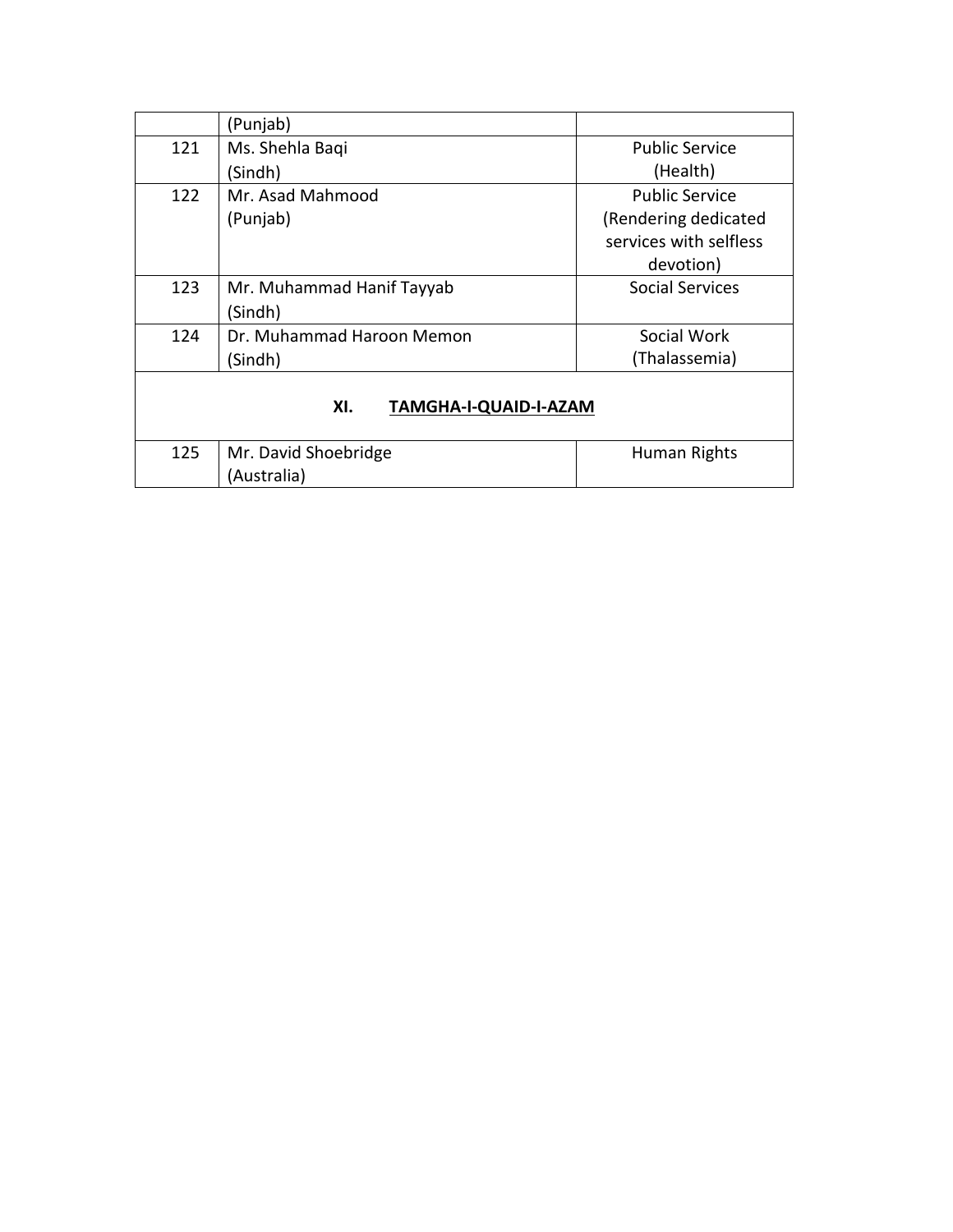| | | |
|---|---|---|
| | (Punjab) | |
| 121 | Ms. Shehla Baqi (Sindh) | Public Service (Health) |
| 122 | Mr. Asad Mahmood (Punjab) | Public Service (Rendering dedicated services with selfless devotion) |
| 123 | Mr. Muhammad Hanif Tayyab (Sindh) | Social Services |
| 124 | Dr. Muhammad Haroon Memon (Sindh) | Social Work (Thalassemia) |

## XI. TAMGHA-I-QUAID-I-AZAM

| | | |
|---|---|---|
| 125 | Mr. David Shoebridge (Australia) | Human Rights |